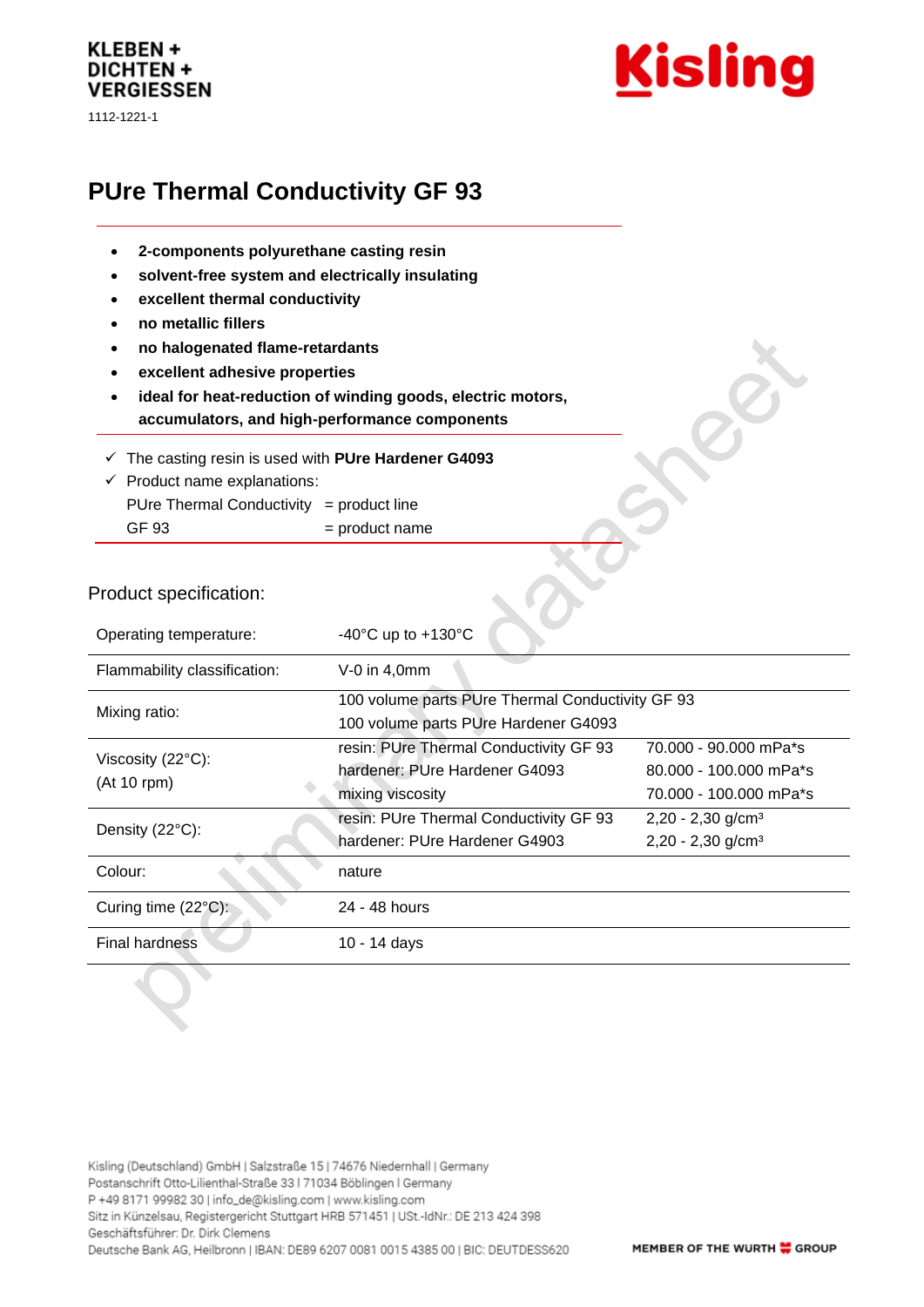KLEBEN +
DICHTEN +
VERGIESSEN

1112-1221-1

# PUre Thermal Conductivity GF 93

- **2-components polyurethane casting resin**
- **solvent-free system and electrically insulating**
- **excellent thermal conductivity**
- **no metallic fillers**
- **no halogenated flame-retardants**
- **excellent adhesive properties**
- **ideal for heat-reduction of winding goods, electric motors, accumulators, and high-performance components**

✓ The casting resin is used with **PUre Hardener G4093**
✓ Product name explanations:

PUre Thermal Conductivity = product line
GF 93 = product name

## Product specification:

| | | |
|---|---|---|
| Operating temperature: | -40°C up to +130°C | |
| Flammability classification: | V-0 in 4,0mm | |
| Mixing ratio: | 100 volume parts PUre Thermal Conductivity GF 93<br>100 volume parts PUre Hardener G4093 | |
| Viscosity (22°C):<br>(At 10 rpm) | resin: PUre Thermal Conductivity GF 93<br>hardener: PUre Hardener G4093<br>mixing viscosity | 70.000 - 90.000 mPa*s<br>80.000 - 100.000 mPa*s<br>70.000 - 100.000 mPa*s |
| Density (22°C): | resin: PUre Thermal Conductivity GF 93<br>hardener: PUre Hardener G4903 | 2,20 - 2,30 g/cm³<br>2,20 - 2,30 g/cm³ |
| Colour: | nature | |
| Curing time (22°C): | 24 - 48 hours | |
| Final hardness | 10 - 14 days | |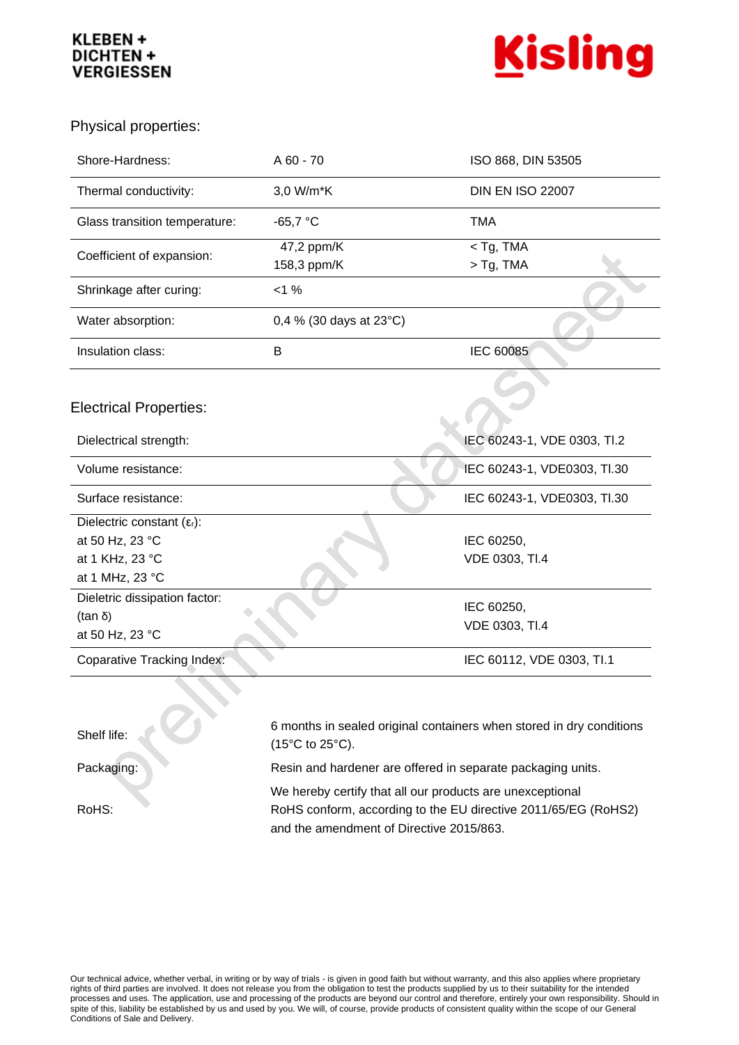## Physical properties:

| | | |
|---|---|---|
| Shore-Hardness: | A 60 - 70 | ISO 868, DIN 53505 |
| Thermal conductivity: | 3,0 W/m*K | DIN EN ISO 22007 |
| Glass transition temperature: | -65,7 °C | TMA |
| Coefficient of expansion: | 47,2 ppm/K<br>158,3 ppm/K | < Tg, TMA<br>> Tg, TMA |
| Shrinkage after curing: | <1 % | |
| Water absorption: | 0,4 % (30 days at 23°C) | |
| Insulation class: | B | IEC 60085 |

## Electrical Properties:

| | | |
|---|---|---|
| Dielectrical strength: | | IEC 60243-1, VDE 0303, Tl.2 |
| Volume resistance: | | IEC 60243-1, VDE0303, Tl.30 |
| Surface resistance: | | IEC 60243-1, VDE0303, Tl.30 |
| Dielectric constant ($\varepsilon_r$):<br>at 50 Hz, 23 °C<br>at 1 KHz, 23 °C<br>at 1 MHz, 23 °C | | IEC 60250,<br>VDE 0303, Tl.4 |
| Dieletric dissipation factor:<br>(tan δ)<br>at 50 Hz, 23 °C | | IEC 60250,<br>VDE 0303, Tl.4 |
| Coparative Tracking Index: | | IEC 60112, VDE 0303, Tl.1 |

| | |
|---|---|
| Shelf life: | 6 months in sealed original containers when stored in dry conditions (15°C to 25°C). |
| Packaging: | Resin and hardener are offered in separate packaging units. |
| RoHS: | We hereby certify that all our products are unexceptional RoHS conform, according to the EU directive 2011/65/EG (RoHS2) and the amendment of Directive 2015/863. |

Our technical advice, whether verbal, in writing or by way of trials - is given in good faith but without warranty, and this also applies where proprietary rights of third parties are involved. It does not release you from the obligation to test the products supplied by us to their suitability for the intended processes and uses. The application, use and processing of the products are beyond our control and therefore, entirely your own responsibility. Should in spite of this, liability be established by us and used by you. We will, of course, provide products of consistent quality within the scope of our General Conditions of Sale and Delivery.